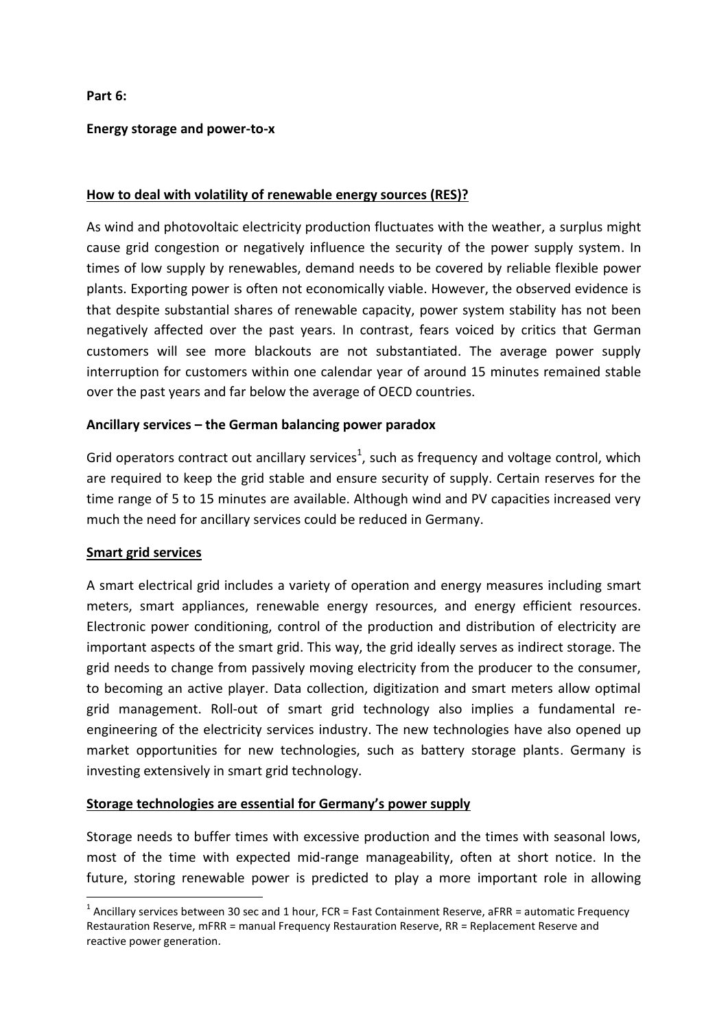**Part 6:**

**Energy storage and power-to-x**

## How to deal with volatility of renewable energy sources (RES)?

As wind and photovoltaic electricity production fluctuates with the weather, a surplus might cause grid congestion or negatively influence the security of the power supply system. In times of low supply by renewables, demand needs to be covered by reliable flexible power plants. Exporting power is often not economically viable. However, the observed evidence is that despite substantial shares of renewable capacity, power system stability has not been negatively affected over the past years. In contrast, fears voiced by critics that German customers will see more blackouts are not substantiated. The average power supply interruption for customers within one calendar year of around 15 minutes remained stable over the past years and far below the average of OECD countries.

### Ancillary services – the German balancing power paradox

Grid operators contract out ancillary services[1], such as frequency and voltage control, which are required to keep the grid stable and ensure security of supply. Certain reserves for the time range of 5 to 15 minutes are available. Although wind and PV capacities increased very much the need for ancillary services could be reduced in Germany.

## Smart grid services

A smart electrical grid includes a variety of operation and energy measures including smart meters, smart appliances, renewable energy resources, and energy efficient resources. Electronic power conditioning, control of the production and distribution of electricity are important aspects of the smart grid. This way, the grid ideally serves as indirect storage. The grid needs to change from passively moving electricity from the producer to the consumer, to becoming an active player. Data collection, digitization and smart meters allow optimal grid management. Roll-out of smart grid technology also implies a fundamental re-engineering of the electricity services industry. The new technologies have also opened up market opportunities for new technologies, such as battery storage plants. Germany is investing extensively in smart grid technology.

## Storage technologies are essential for Germany's power supply

Storage needs to buffer times with excessive production and the times with seasonal lows, most of the time with expected mid-range manageability, often at short notice. In the future, storing renewable power is predicted to play a more important role in allowing

---

[1] Ancillary services between 30 sec and 1 hour, FCR = Fast Containment Reserve, aFRR = automatic Frequency Restauration Reserve, mFRR = manual Frequency Restauration Reserve, RR = Replacement Reserve and reactive power generation.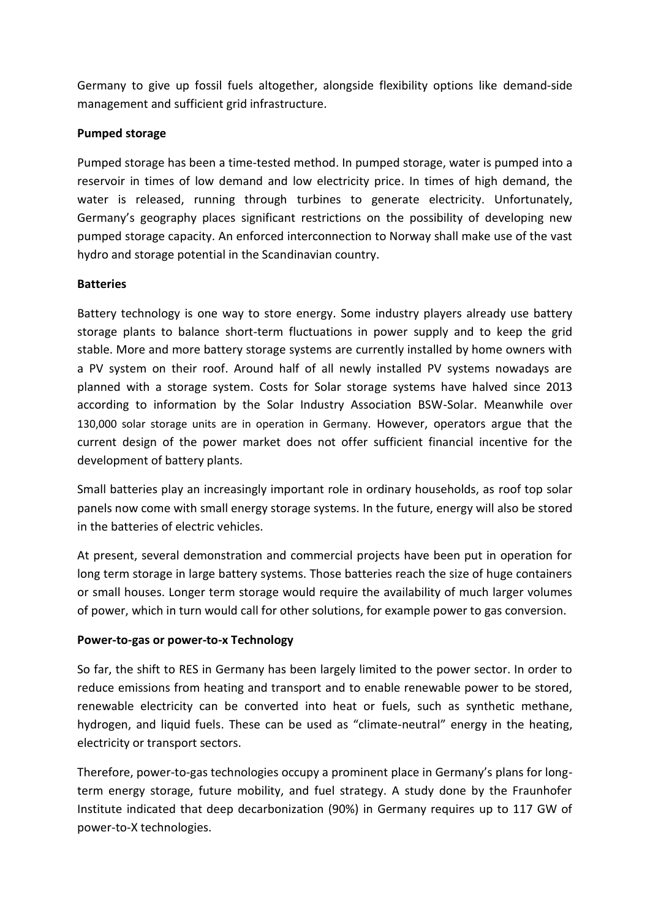Germany to give up fossil fuels altogether, alongside flexibility options like demand-side management and sufficient grid infrastructure.

**Pumped storage**

Pumped storage has been a time-tested method. In pumped storage, water is pumped into a reservoir in times of low demand and low electricity price. In times of high demand, the water is released, running through turbines to generate electricity. Unfortunately, Germany's geography places significant restrictions on the possibility of developing new pumped storage capacity. An enforced interconnection to Norway shall make use of the vast hydro and storage potential in the Scandinavian country.

**Batteries**

Battery technology is one way to store energy. Some industry players already use battery storage plants to balance short-term fluctuations in power supply and to keep the grid stable. More and more battery storage systems are currently installed by home owners with a PV system on their roof. Around half of all newly installed PV systems nowadays are planned with a storage system. Costs for Solar storage systems have halved since 2013 according to information by the Solar Industry Association BSW-Solar. Meanwhile over 130,000 solar storage units are in operation in Germany. However, operators argue that the current design of the power market does not offer sufficient financial incentive for the development of battery plants.

Small batteries play an increasingly important role in ordinary households, as roof top solar panels now come with small energy storage systems. In the future, energy will also be stored in the batteries of electric vehicles.

At present, several demonstration and commercial projects have been put in operation for long term storage in large battery systems. Those batteries reach the size of huge containers or small houses. Longer term storage would require the availability of much larger volumes of power, which in turn would call for other solutions, for example power to gas conversion.

**Power-to-gas or power-to-x Technology**

So far, the shift to RES in Germany has been largely limited to the power sector. In order to reduce emissions from heating and transport and to enable renewable power to be stored, renewable electricity can be converted into heat or fuels, such as synthetic methane, hydrogen, and liquid fuels. These can be used as "climate-neutral" energy in the heating, electricity or transport sectors.

Therefore, power-to-gas technologies occupy a prominent place in Germany's plans for long-term energy storage, future mobility, and fuel strategy. A study done by the Fraunhofer Institute indicated that deep decarbonization (90%) in Germany requires up to 117 GW of power-to-X technologies.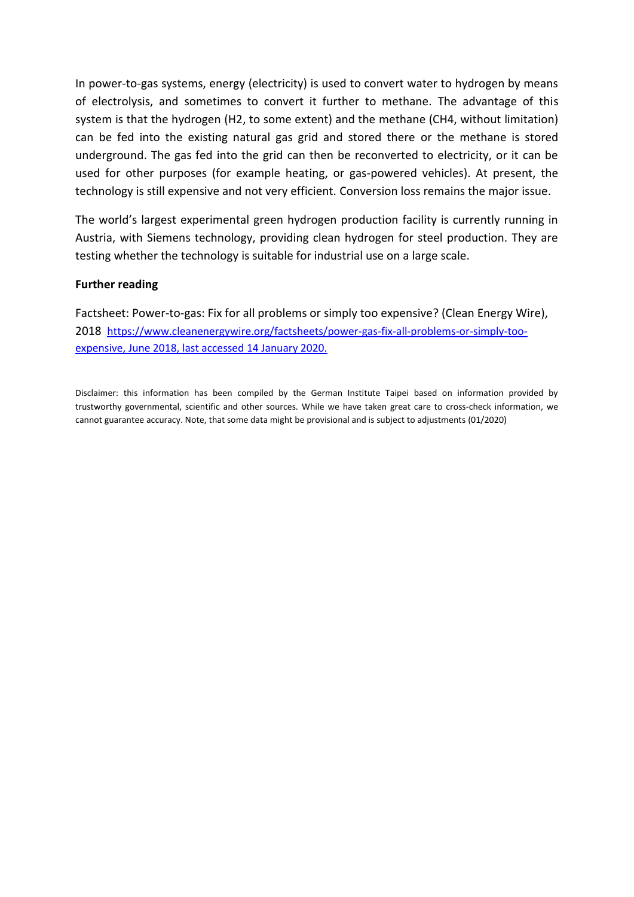In power-to-gas systems, energy (electricity) is used to convert water to hydrogen by means of electrolysis, and sometimes to convert it further to methane. The advantage of this system is that the hydrogen ($H_2$, to some extent) and the methane ($CH_4$, without limitation) can be fed into the existing natural gas grid and stored there or the methane is stored underground. The gas fed into the grid can then be reconverted to electricity, or it can be used for other purposes (for example heating, or gas-powered vehicles). At present, the technology is still expensive and not very efficient. Conversion loss remains the major issue.

The world's largest experimental green hydrogen production facility is currently running in Austria, with Siemens technology, providing clean hydrogen for steel production. They are testing whether the technology is suitable for industrial use on a large scale.

**Further reading**

Factsheet: Power-to-gas: Fix for all problems or simply too expensive? (Clean Energy Wire), 2018 [https://www.cleanenergywire.org/factsheets/power-gas-fix-all-problems-or-simply-too-expensive, June 2018, last accessed 14 January 2020.](https://www.cleanenergywire.org/factsheets/power-gas-fix-all-problems-or-simply-too-expensive)

Disclaimer: this information has been compiled by the German Institute Taipei based on information provided by trustworthy governmental, scientific and other sources. While we have taken great care to cross-check information, we cannot guarantee accuracy. Note, that some data might be provisional and is subject to adjustments (01/2020)